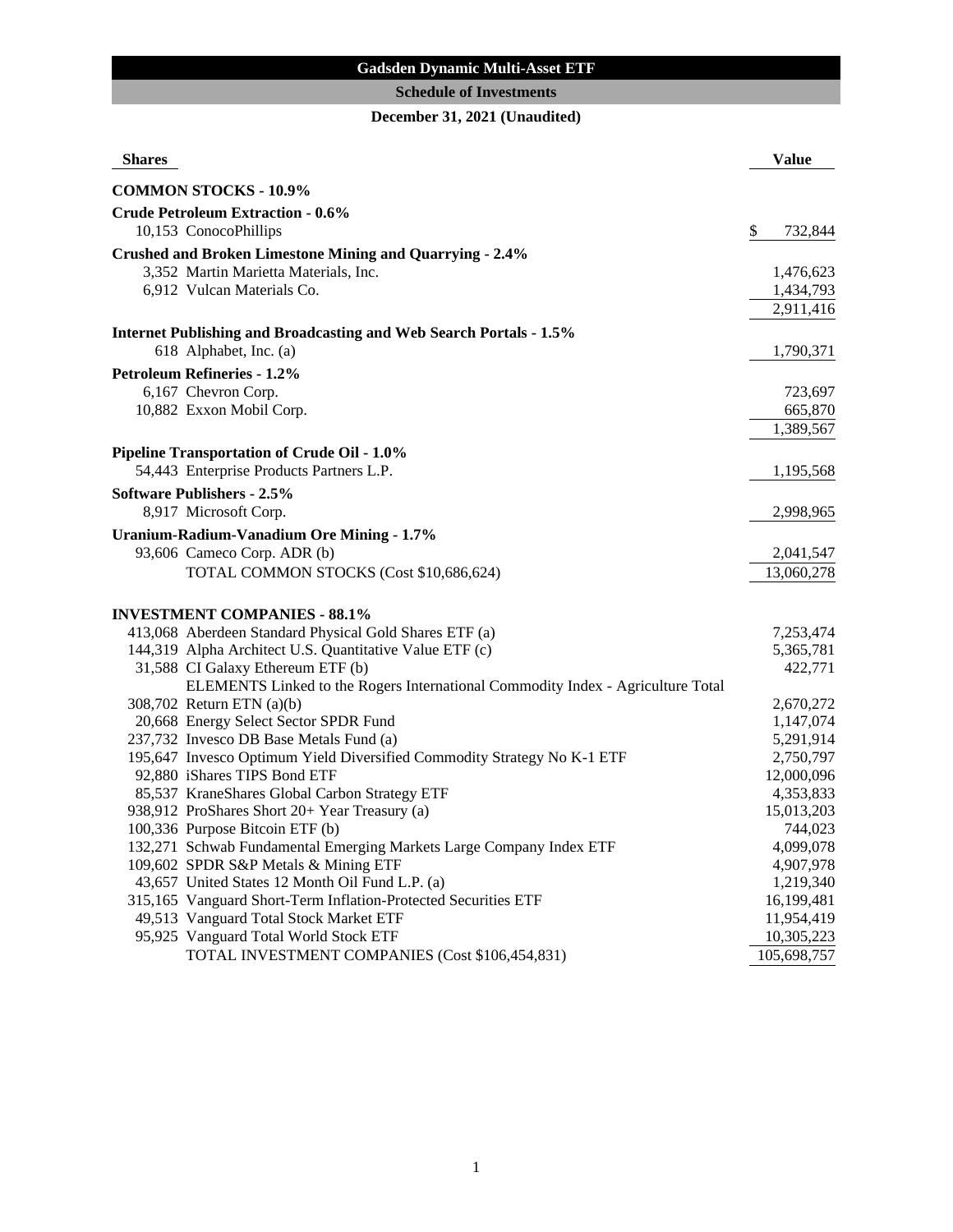# Gadsden Dynamic Multi-Asset ETF

## Schedule of Investments

### December 31, 2021 (Unaudited)

| Shares | | Value |
|---|---|---|
| **COMMON STOCKS - 10.9%** | | |
| **Crude Petroleum Extraction - 0.6%** | | |
| 10,153 | ConocoPhillips | $ 732,844 |
| **Crushed and Broken Limestone Mining and Quarrying - 2.4%** | | |
| 3,352 | Martin Marietta Materials, Inc. | 1,476,623 |
| 6,912 | Vulcan Materials Co. | 1,434,793 |
| | | 2,911,416 |
| **Internet Publishing and Broadcasting and Web Search Portals - 1.5%** | | |
| 618 | Alphabet, Inc. (a) | 1,790,371 |
| **Petroleum Refineries - 1.2%** | | |
| 6,167 | Chevron Corp. | 723,697 |
| 10,882 | Exxon Mobil Corp. | 665,870 |
| | | 1,389,567 |
| **Pipeline Transportation of Crude Oil - 1.0%** | | |
| 54,443 | Enterprise Products Partners L.P. | 1,195,568 |
| **Software Publishers - 2.5%** | | |
| 8,917 | Microsoft Corp. | 2,998,965 |
| **Uranium-Radium-Vanadium Ore Mining - 1.7%** | | |
| 93,606 | Cameco Corp. ADR (b) | 2,041,547 |
| | TOTAL COMMON STOCKS (Cost $10,686,624) | 13,060,278 |
| **INVESTMENT COMPANIES - 88.1%** | | |
| 413,068 | Aberdeen Standard Physical Gold Shares ETF (a) | 7,253,474 |
| 144,319 | Alpha Architect U.S. Quantitative Value ETF (c) | 5,365,781 |
| 31,588 | CI Galaxy Ethereum ETF (b) | 422,771 |
| 308,702 | ELEMENTS Linked to the Rogers International Commodity Index - Agriculture Total Return ETN (a)(b) | 2,670,272 |
| 20,668 | Energy Select Sector SPDR Fund | 1,147,074 |
| 237,732 | Invesco DB Base Metals Fund (a) | 5,291,914 |
| 195,647 | Invesco Optimum Yield Diversified Commodity Strategy No K-1 ETF | 2,750,797 |
| 92,880 | iShares TIPS Bond ETF | 12,000,096 |
| 85,537 | KraneShares Global Carbon Strategy ETF | 4,353,833 |
| 938,912 | ProShares Short 20+ Year Treasury (a) | 15,013,203 |
| 100,336 | Purpose Bitcoin ETF (b) | 744,023 |
| 132,271 | Schwab Fundamental Emerging Markets Large Company Index ETF | 4,099,078 |
| 109,602 | SPDR S&P Metals & Mining ETF | 4,907,978 |
| 43,657 | United States 12 Month Oil Fund L.P. (a) | 1,219,340 |
| 315,165 | Vanguard Short-Term Inflation-Protected Securities ETF | 16,199,481 |
| 49,513 | Vanguard Total Stock Market ETF | 11,954,419 |
| 95,925 | Vanguard Total World Stock ETF | 10,305,223 |
| | TOTAL INVESTMENT COMPANIES (Cost $106,454,831) | 105,698,757 |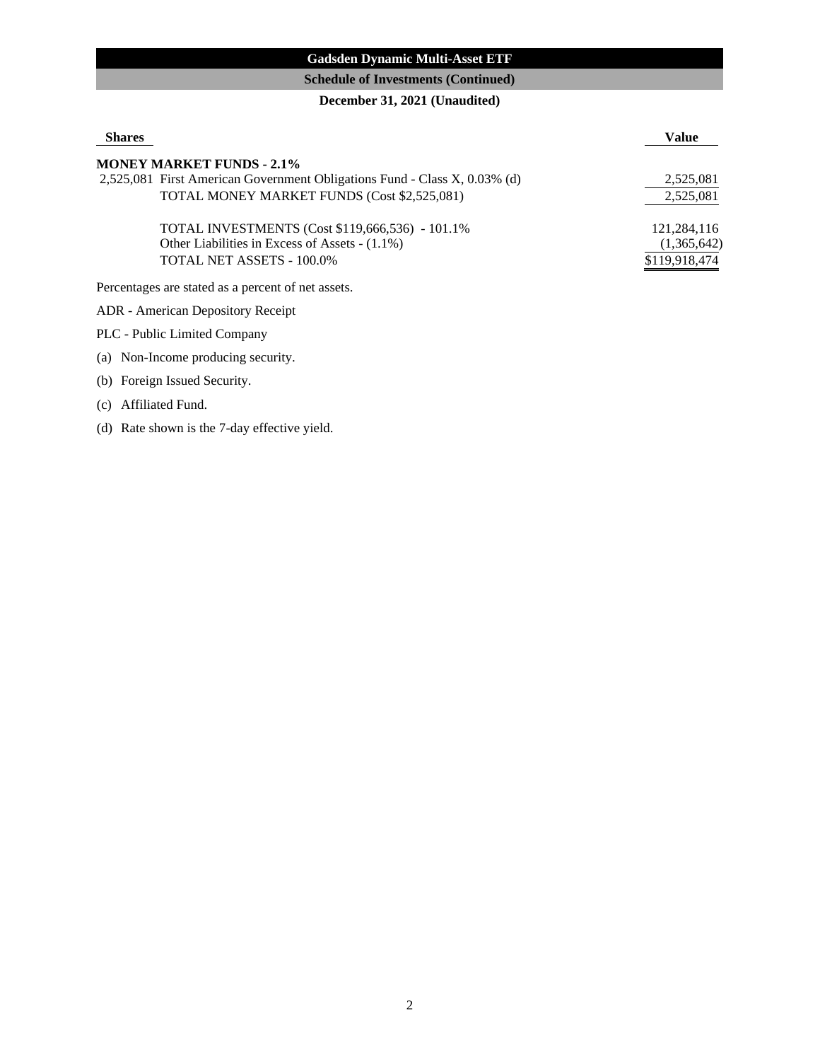## Gadsden Dynamic Multi-Asset ETF

### Schedule of Investments (Continued)

**December 31, 2021 (Unaudited)**

| Shares | | Value |
|---|---|---|
| | **MONEY MARKET FUNDS - 2.1%** | |
| 2,525,081 | First American Government Obligations Fund - Class X, 0.03% (d) | 2,525,081 |
| | TOTAL MONEY MARKET FUNDS (Cost $2,525,081) | 2,525,081 |
| | | |
| | TOTAL INVESTMENTS (Cost $119,666,536) - 101.1% | 121,284,116 |
| | Other Liabilities in Excess of Assets - (1.1%) | (1,365,642) |
| | TOTAL NET ASSETS - 100.0% | $119,918,474 |

Percentages are stated as a percent of net assets.

ADR - American Depository Receipt

PLC - Public Limited Company

(a) Non-Income producing security.

(b) Foreign Issued Security.

(c) Affiliated Fund.

(d) Rate shown is the 7-day effective yield.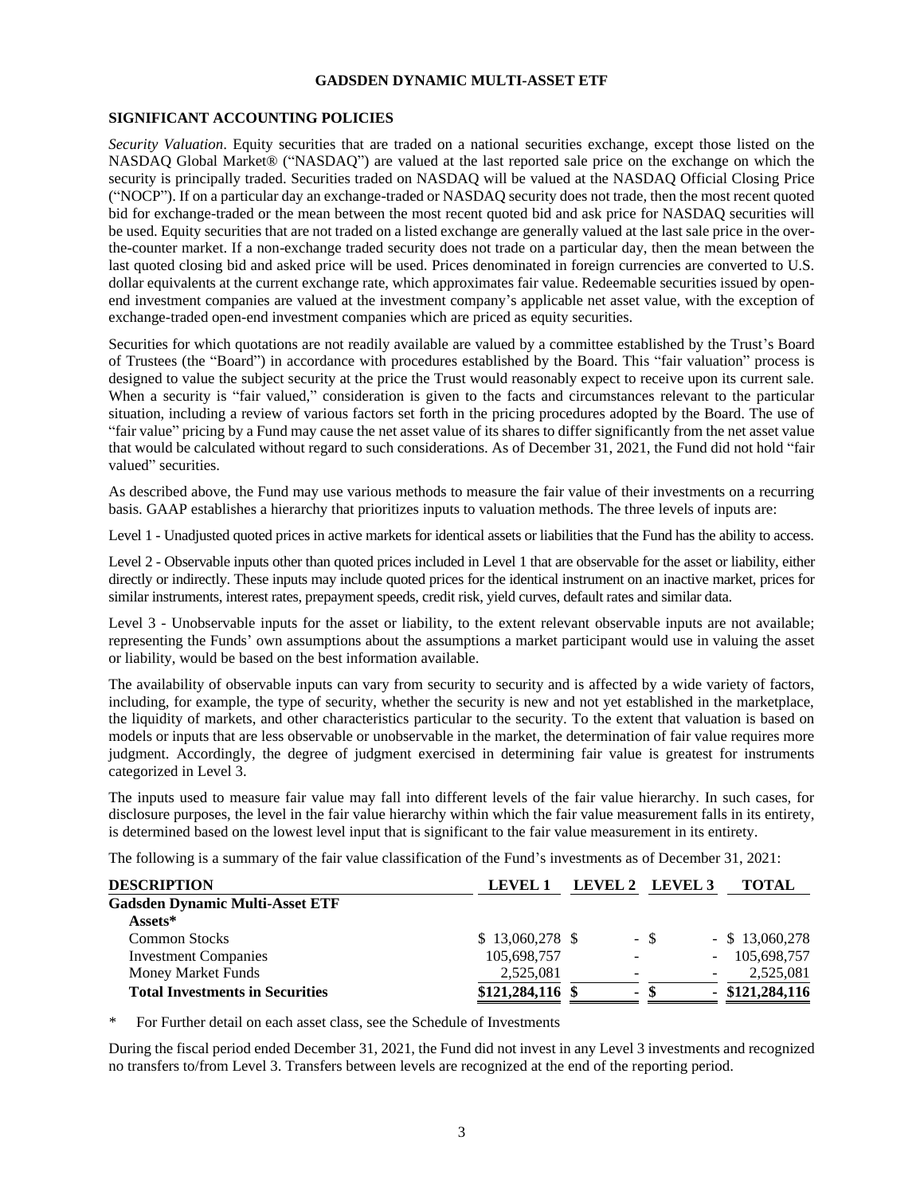**GADSDEN DYNAMIC MULTI-ASSET ETF**

**SIGNIFICANT ACCOUNTING POLICIES**

*Security Valuation*. Equity securities that are traded on a national securities exchange, except those listed on the NASDAQ Global Market® ("NASDAQ") are valued at the last reported sale price on the exchange on which the security is principally traded. Securities traded on NASDAQ will be valued at the NASDAQ Official Closing Price ("NOCP"). If on a particular day an exchange-traded or NASDAQ security does not trade, then the most recent quoted bid for exchange-traded or the mean between the most recent quoted bid and ask price for NASDAQ securities will be used. Equity securities that are not traded on a listed exchange are generally valued at the last sale price in the over-the-counter market. If a non-exchange traded security does not trade on a particular day, then the mean between the last quoted closing bid and asked price will be used. Prices denominated in foreign currencies are converted to U.S. dollar equivalents at the current exchange rate, which approximates fair value. Redeemable securities issued by open-end investment companies are valued at the investment company's applicable net asset value, with the exception of exchange-traded open-end investment companies which are priced as equity securities.

Securities for which quotations are not readily available are valued by a committee established by the Trust's Board of Trustees (the "Board") in accordance with procedures established by the Board. This "fair valuation" process is designed to value the subject security at the price the Trust would reasonably expect to receive upon its current sale. When a security is "fair valued," consideration is given to the facts and circumstances relevant to the particular situation, including a review of various factors set forth in the pricing procedures adopted by the Board. The use of "fair value" pricing by a Fund may cause the net asset value of its shares to differ significantly from the net asset value that would be calculated without regard to such considerations. As of December 31, 2021, the Fund did not hold "fair valued" securities.

As described above, the Fund may use various methods to measure the fair value of their investments on a recurring basis. GAAP establishes a hierarchy that prioritizes inputs to valuation methods. The three levels of inputs are:

Level 1 - Unadjusted quoted prices in active markets for identical assets or liabilities that the Fund has the ability to access.

Level 2 - Observable inputs other than quoted prices included in Level 1 that are observable for the asset or liability, either directly or indirectly. These inputs may include quoted prices for the identical instrument on an inactive market, prices for similar instruments, interest rates, prepayment speeds, credit risk, yield curves, default rates and similar data.

Level 3 - Unobservable inputs for the asset or liability, to the extent relevant observable inputs are not available; representing the Funds' own assumptions about the assumptions a market participant would use in valuing the asset or liability, would be based on the best information available.

The availability of observable inputs can vary from security to security and is affected by a wide variety of factors, including, for example, the type of security, whether the security is new and not yet established in the marketplace, the liquidity of markets, and other characteristics particular to the security. To the extent that valuation is based on models or inputs that are less observable or unobservable in the market, the determination of fair value requires more judgment. Accordingly, the degree of judgment exercised in determining fair value is greatest for instruments categorized in Level 3.

The inputs used to measure fair value may fall into different levels of the fair value hierarchy. In such cases, for disclosure purposes, the level in the fair value hierarchy within which the fair value measurement falls in its entirety, is determined based on the lowest level input that is significant to the fair value measurement in its entirety.

The following is a summary of the fair value classification of the Fund's investments as of December 31, 2021:

| DESCRIPTION | LEVEL 1 | LEVEL 2 | LEVEL 3 | TOTAL |
|---|---|---|---|---|
| **Gadsden Dynamic Multi-Asset ETF** | | | | |
| **Assets*** | | | | |
| Common Stocks | $ 13,060,278 | $ - | $ - | $ 13,060,278 |
| Investment Companies | 105,698,757 | - | - | 105,698,757 |
| Money Market Funds | 2,525,081 | - | - | 2,525,081 |
| **Total Investments in Securities** | **$121,284,116** | **$ -** | **$ -** | **$121,284,116** |

\* For Further detail on each asset class, see the Schedule of Investments

During the fiscal period ended December 31, 2021, the Fund did not invest in any Level 3 investments and recognized no transfers to/from Level 3. Transfers between levels are recognized at the end of the reporting period.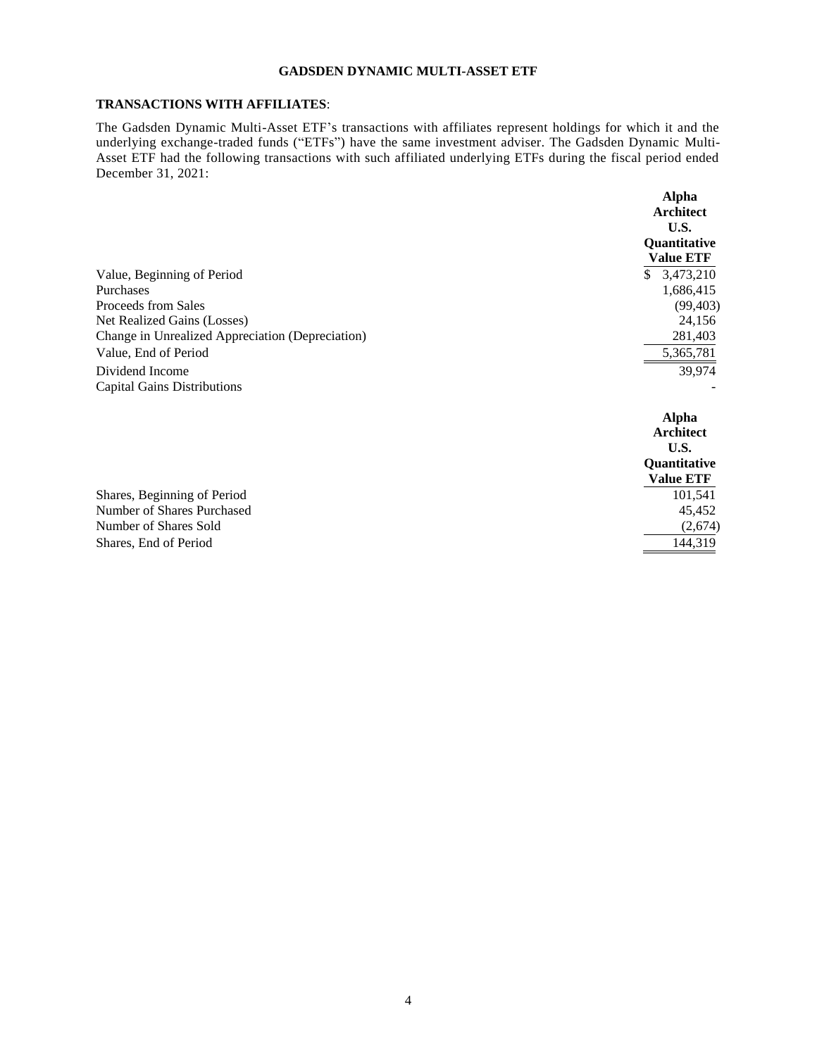**GADSDEN DYNAMIC MULTI-ASSET ETF**

**TRANSACTIONS WITH AFFILIATES**:

The Gadsden Dynamic Multi-Asset ETF's transactions with affiliates represent holdings for which it and the underlying exchange-traded funds ("ETFs") have the same investment adviser. The Gadsden Dynamic Multi-Asset ETF had the following transactions with such affiliated underlying ETFs during the fiscal period ended December 31, 2021:

| | **Alpha Architect U.S. Quantitative Value ETF** |
|---|---|
| Value, Beginning of Period | $ 3,473,210 |
| Purchases | 1,686,415 |
| Proceeds from Sales | (99,403) |
| Net Realized Gains (Losses) | 24,156 |
| Change in Unrealized Appreciation (Depreciation) | 281,403 |
| Value, End of Period | 5,365,781 |
| Dividend Income | 39,974 |
| Capital Gains Distributions | - |

| | **Alpha Architect U.S. Quantitative Value ETF** |
|---|---|
| Shares, Beginning of Period | 101,541 |
| Number of Shares Purchased | 45,452 |
| Number of Shares Sold | (2,674) |
| Shares, End of Period | 144,319 |